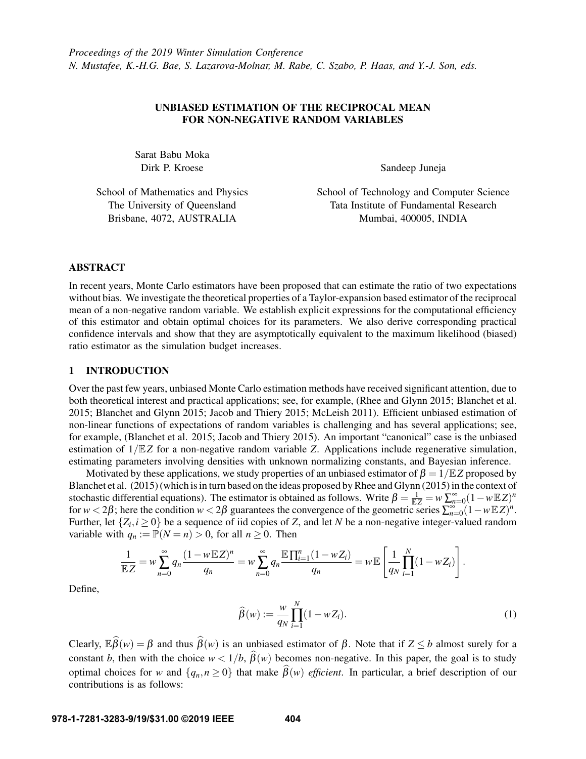# UNBIASED ESTIMATION OF THE RECIPROCAL MEAN FOR NON-NEGATIVE RANDOM VARIABLES

Sarat Babu Moka
Dirk P. Kroese

School of Mathematics and Physics
The University of Queensland
Brisbane, 4072, AUSTRALIA

Sandeep Juneja

School of Technology and Computer Science
Tata Institute of Fundamental Research
Mumbai, 400005, INDIA

## ABSTRACT

In recent years, Monte Carlo estimators have been proposed that can estimate the ratio of two expectations without bias. We investigate the theoretical properties of a Taylor-expansion based estimator of the reciprocal mean of a non-negative random variable. We establish explicit expressions for the computational efficiency of this estimator and obtain optimal choices for its parameters. We also derive corresponding practical confidence intervals and show that they are asymptotically equivalent to the maximum likelihood (biased) ratio estimator as the simulation budget increases.

## 1 INTRODUCTION

Over the past few years, unbiased Monte Carlo estimation methods have received significant attention, due to both theoretical interest and practical applications; see, for example, (Rhee and Glynn 2015; Blanchet et al. 2015; Blanchet and Glynn 2015; Jacob and Thiery 2015; McLeish 2011). Efficient unbiased estimation of non-linear functions of expectations of random variables is challenging and has several applications; see, for example, (Blanchet et al. 2015; Jacob and Thiery 2015). An important "canonical" case is the unbiased estimation of $1/\mathbb{E}Z$ for a non-negative random variable $Z$. Applications include regenerative simulation, estimating parameters involving densities with unknown normalizing constants, and Bayesian inference.

Motivated by these applications, we study properties of an unbiased estimator of $\beta = 1/\mathbb{E}Z$ proposed by Blanchet et al. (2015) (which is in turn based on the ideas proposed by Rhee and Glynn (2015) in the context of stochastic differential equations). The estimator is obtained as follows. Write $\beta = \frac{1}{\mathbb{E}Z} = w\sum_{n=0}^{\infty}(1-w\mathbb{E}Z)^n$ for $w < 2\beta$; here the condition $w < 2\beta$ guarantees the convergence of the geometric series $\sum_{n=0}^{\infty}(1-w\mathbb{E}Z)^n$. Further, let $\{Z_i, i \geq 0\}$ be a sequence of iid copies of $Z$, and let $N$ be a non-negative integer-valued random variable with $q_n := \mathbb{P}(N = n) > 0$, for all $n \geq 0$. Then

$$\frac{1}{\mathbb{E}Z} = w\sum_{n=0}^{\infty} q_n \frac{(1-w\mathbb{E}Z)^n}{q_n} = w\sum_{n=0}^{\infty} q_n \frac{\mathbb{E}\prod_{i=1}^{n}(1-wZ_i)}{q_n} = w\,\mathbb{E}\left[\frac{1}{q_N}\prod_{i=1}^{N}(1-wZ_i)\right].$$

Define,

$$\widehat{\beta}(w) := \frac{w}{q_N}\prod_{i=1}^{N}(1-wZ_i). \tag{1}$$

Clearly, $\mathbb{E}\widehat{\beta}(w) = \beta$ and thus $\widehat{\beta}(w)$ is an unbiased estimator of $\beta$. Note that if $Z \leq b$ almost surely for a constant $b$, then with the choice $w < 1/b$, $\widehat{\beta}(w)$ becomes non-negative. In this paper, the goal is to study optimal choices for $w$ and $\{q_n, n \geq 0\}$ that make $\widehat{\beta}(w)$ *efficient*. In particular, a brief description of our contributions is as follows: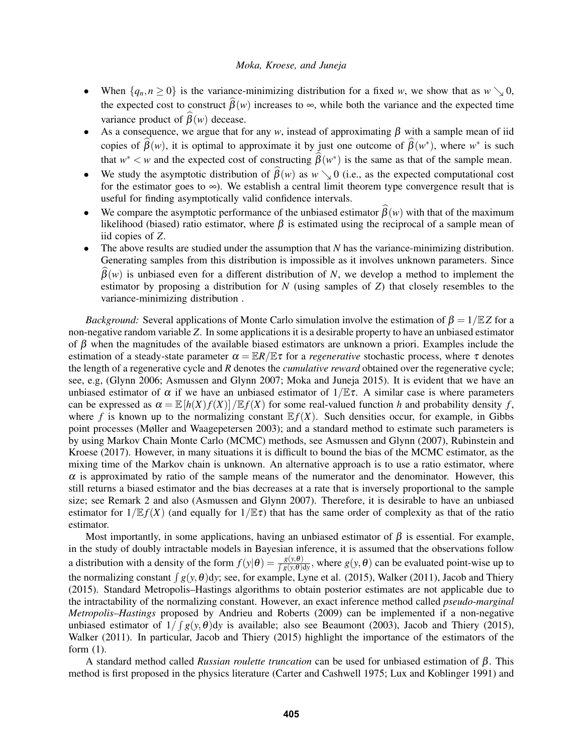- When $\{q_n, n \geq 0\}$ is the variance-minimizing distribution for a fixed $w$, we show that as $w \searrow 0$, the expected cost to construct $\widehat{\beta}(w)$ increases to $\infty$, while both the variance and the expected time variance product of $\widehat{\beta}(w)$ decease.
- As a consequence, we argue that for any $w$, instead of approximating $\beta$ with a sample mean of iid copies of $\widehat{\beta}(w)$, it is optimal to approximate it by just one outcome of $\widehat{\beta}(w^*)$, where $w^*$ is such that $w^* < w$ and the expected cost of constructing $\widehat{\beta}(w^*)$ is the same as that of the sample mean.
- We study the asymptotic distribution of $\widehat{\beta}(w)$ as $w \searrow 0$ (i.e., as the expected computational cost for the estimator goes to $\infty$). We establish a central limit theorem type convergence result that is useful for finding asymptotically valid confidence intervals.
- We compare the asymptotic performance of the unbiased estimator $\widehat{\beta}(w)$ with that of the maximum likelihood (biased) ratio estimator, where $\beta$ is estimated using the reciprocal of a sample mean of iid copies of $Z$.
- The above results are studied under the assumption that $N$ has the variance-minimizing distribution. Generating samples from this distribution is impossible as it involves unknown parameters. Since $\widehat{\beta}(w)$ is unbiased even for a different distribution of $N$, we develop a method to implement the estimator by proposing a distribution for $N$ (using samples of $Z$) that closely resembles to the variance-minimizing distribution .

*Background:* Several applications of Monte Carlo simulation involve the estimation of $\beta = 1/\mathbb{E}Z$ for a non-negative random variable $Z$. In some applications it is a desirable property to have an unbiased estimator of $\beta$ when the magnitudes of the available biased estimators are unknown a priori. Examples include the estimation of a steady-state parameter $\alpha = \mathbb{E}R/\mathbb{E}\tau$ for a *regenerative* stochastic process, where $\tau$ denotes the length of a regenerative cycle and $R$ denotes the *cumulative reward* obtained over the regenerative cycle; see, e.g, (Glynn 2006; Asmussen and Glynn 2007; Moka and Juneja 2015). It is evident that we have an unbiased estimator of $\alpha$ if we have an unbiased estimator of $1/\mathbb{E}\tau$. A similar case is where parameters can be expressed as $\alpha = \mathbb{E}[h(X)f(X)]/\mathbb{E}f(X)$ for some real-valued function $h$ and probability density $f$, where $f$ is known up to the normalizing constant $\mathbb{E}f(X)$. Such densities occur, for example, in Gibbs point processes (Møller and Waagepetersen 2003); and a standard method to estimate such parameters is by using Markov Chain Monte Carlo (MCMC) methods, see Asmussen and Glynn (2007), Rubinstein and Kroese (2017). However, in many situations it is difficult to bound the bias of the MCMC estimator, as the mixing time of the Markov chain is unknown. An alternative approach is to use a ratio estimator, where $\alpha$ is approximated by ratio of the sample means of the numerator and the denominator. However, this still returns a biased estimator and the bias decreases at a rate that is inversely proportional to the sample size; see Remark 2 and also (Asmussen and Glynn 2007). Therefore, it is desirable to have an unbiased estimator for $1/\mathbb{E}f(X)$ (and equally for $1/\mathbb{E}\tau$) that has the same order of complexity as that of the ratio estimator.

Most importantly, in some applications, having an unbiased estimator of $\beta$ is essential. For example, in the study of doubly intractable models in Bayesian inference, it is assumed that the observations follow a distribution with a density of the form $f(y|\theta) = \frac{g(y,\theta)}{\int g(y,\theta)\mathrm{d}y}$, where $g(y,\theta)$ can be evaluated point-wise up to the normalizing constant $\int g(y,\theta)\mathrm{d}y$; see, for example, Lyne et al. (2015), Walker (2011), Jacob and Thiery (2015). Standard Metropolis–Hastings algorithms to obtain posterior estimates are not applicable due to the intractability of the normalizing constant. However, an exact inference method called *pseudo-marginal Metropolis–Hastings* proposed by Andrieu and Roberts (2009) can be implemented if a non-negative unbiased estimator of $1/\int g(y,\theta)\mathrm{d}y$ is available; also see Beaumont (2003), Jacob and Thiery (2015), Walker (2011). In particular, Jacob and Thiery (2015) highlight the importance of the estimators of the form (1).

A standard method called *Russian roulette truncation* can be used for unbiased estimation of $\beta$. This method is first proposed in the physics literature (Carter and Cashwell 1975; Lux and Koblinger 1991) and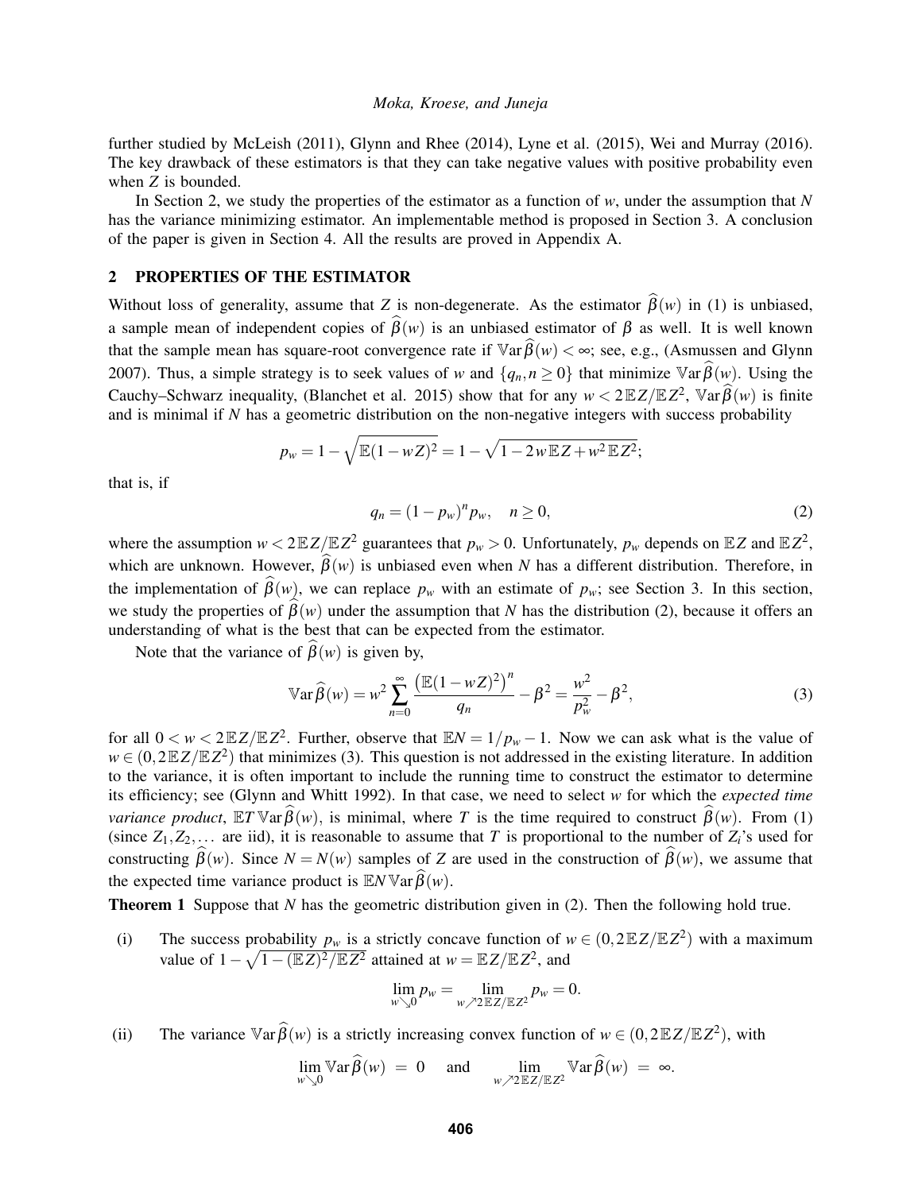further studied by McLeish (2011), Glynn and Rhee (2014), Lyne et al. (2015), Wei and Murray (2016). The key drawback of these estimators is that they can take negative values with positive probability even when $Z$ is bounded.

In Section 2, we study the properties of the estimator as a function of $w$, under the assumption that $N$ has the variance minimizing estimator. An implementable method is proposed in Section 3. A conclusion of the paper is given in Section 4. All the results are proved in Appendix A.

## 2 PROPERTIES OF THE ESTIMATOR

Without loss of generality, assume that $Z$ is non-degenerate. As the estimator $\widehat{\beta}(w)$ in (1) is unbiased, a sample mean of independent copies of $\widehat{\beta}(w)$ is an unbiased estimator of $\beta$ as well. It is well known that the sample mean has square-root convergence rate if $\mathbb{V}\text{ar}\,\widehat{\beta}(w) < \infty$; see, e.g., (Asmussen and Glynn 2007). Thus, a simple strategy is to seek values of $w$ and $\{q_n, n \geq 0\}$ that minimize $\mathbb{V}\text{ar}\,\widehat{\beta}(w)$. Using the Cauchy–Schwarz inequality, (Blanchet et al. 2015) show that for any $w < 2\,\mathbb{E}Z/\mathbb{E}Z^2$, $\mathbb{V}\text{ar}\,\widehat{\beta}(w)$ is finite and is minimal if $N$ has a geometric distribution on the non-negative integers with success probability

$$p_w = 1 - \sqrt{\mathbb{E}(1-wZ)^2} = 1 - \sqrt{1 - 2w\,\mathbb{E}Z + w^2\,\mathbb{E}Z^2};$$

that is, if

$$q_n = (1-p_w)^n p_w, \quad n \geq 0, \tag{2}$$

where the assumption $w < 2\,\mathbb{E}Z/\mathbb{E}Z^2$ guarantees that $p_w > 0$. Unfortunately, $p_w$ depends on $\mathbb{E}Z$ and $\mathbb{E}Z^2$, which are unknown. However, $\widehat{\beta}(w)$ is unbiased even when $N$ has a different distribution. Therefore, in the implementation of $\widehat{\beta}(w)$, we can replace $p_w$ with an estimate of $p_w$; see Section 3. In this section, we study the properties of $\widehat{\beta}(w)$ under the assumption that $N$ has the distribution (2), because it offers an understanding of what is the best that can be expected from the estimator.

Note that the variance of $\widehat{\beta}(w)$ is given by,

$$\mathbb{V}\text{ar}\,\widehat{\beta}(w) = w^2 \sum_{n=0}^{\infty} \frac{\left(\mathbb{E}(1-wZ)^2\right)^n}{q_n} - \beta^2 = \frac{w^2}{p_w^2} - \beta^2, \tag{3}$$

for all $0 < w < 2\,\mathbb{E}Z/\mathbb{E}Z^2$. Further, observe that $\mathbb{E}N = 1/p_w - 1$. Now we can ask what is the value of $w \in (0, 2\,\mathbb{E}Z/\mathbb{E}Z^2)$ that minimizes (3). This question is not addressed in the existing literature. In addition to the variance, it is often important to include the running time to construct the estimator to determine its efficiency; see (Glynn and Whitt 1992). In that case, we need to select $w$ for which the *expected time variance product*, $\mathbb{E}T\,\mathbb{V}\text{ar}\,\widehat{\beta}(w)$, is minimal, where $T$ is the time required to construct $\widehat{\beta}(w)$. From (1) (since $Z_1, Z_2, \ldots$ are iid), it is reasonable to assume that $T$ is proportional to the number of $Z_i$'s used for constructing $\widehat{\beta}(w)$. Since $N = N(w)$ samples of $Z$ are used in the construction of $\widehat{\beta}(w)$, we assume that the expected time variance product is $\mathbb{E}N\,\mathbb{V}\text{ar}\,\widehat{\beta}(w)$.

**Theorem 1** Suppose that $N$ has the geometric distribution given in (2). Then the following hold true.

(i) The success probability $p_w$ is a strictly concave function of $w \in (0, 2\,\mathbb{E}Z/\mathbb{E}Z^2)$ with a maximum value of $1 - \sqrt{1 - (\mathbb{E}Z)^2/\mathbb{E}Z^2}$ attained at $w = \mathbb{E}Z/\mathbb{E}Z^2$, and

$$\lim_{w \searrow 0} p_w = \lim_{w \nearrow 2\mathbb{E}Z/\mathbb{E}Z^2} p_w = 0.$$

(ii) The variance $\mathbb{V}\text{ar}\,\widehat{\beta}(w)$ is a strictly increasing convex function of $w \in (0, 2\,\mathbb{E}Z/\mathbb{E}Z^2)$, with

$$\lim_{w \searrow 0} \mathbb{V}\text{ar}\,\widehat{\beta}(w) \;=\; 0 \quad \text{and} \quad \lim_{w \nearrow 2\mathbb{E}Z/\mathbb{E}Z^2} \mathbb{V}\text{ar}\,\widehat{\beta}(w) \;=\; \infty.$$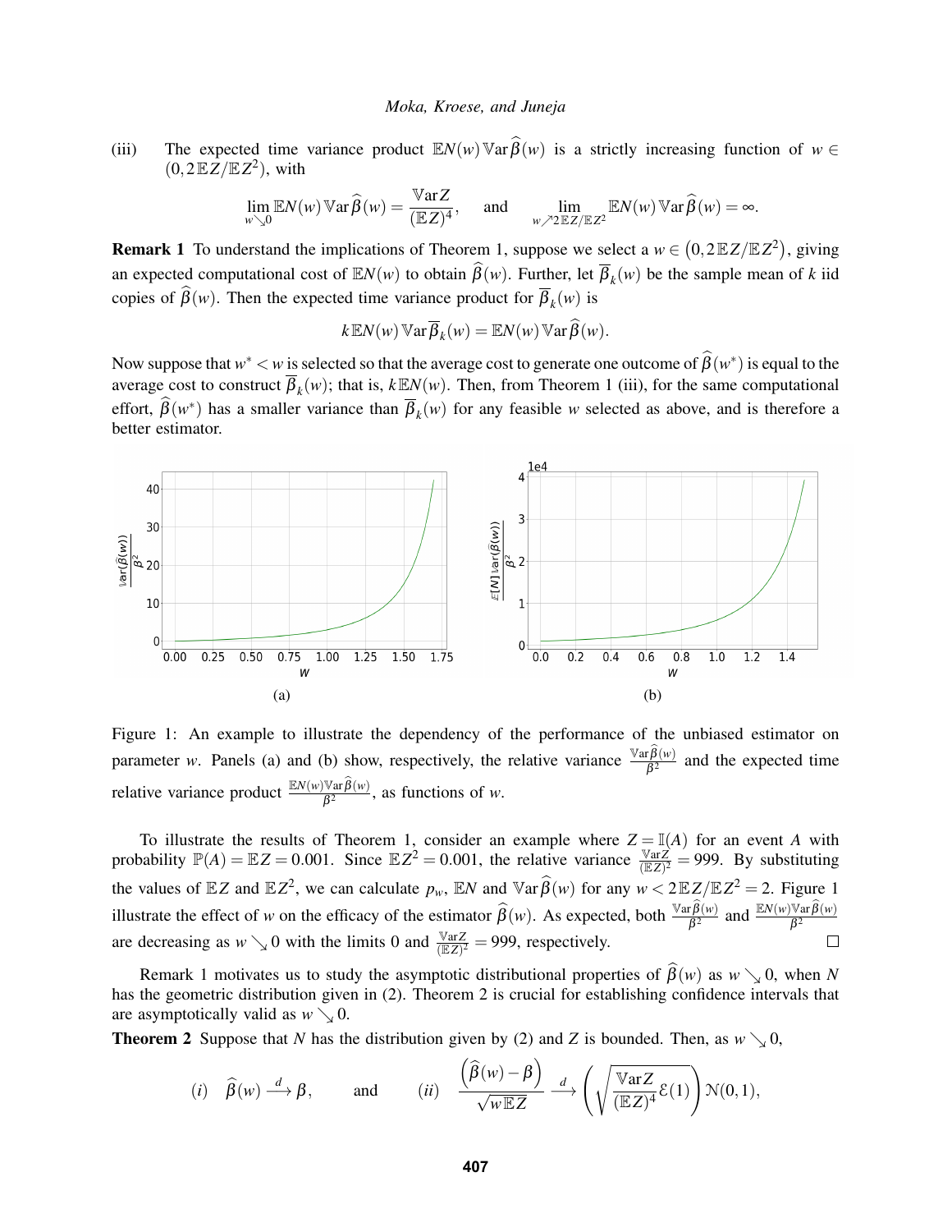(iii) The expected time variance product $\mathbb{E}N(w)\,\mathbb{V}\text{ar}\,\widehat{\beta}(w)$ is a strictly increasing function of $w \in (0, 2\,\mathbb{E}Z/\mathbb{E}Z^2)$, with

$$\lim_{w \searrow 0} \mathbb{E}N(w)\,\mathbb{V}\text{ar}\,\widehat{\beta}(w) = \frac{\mathbb{V}\text{ar}\,Z}{(\mathbb{E}Z)^4}, \quad \text{and} \quad \lim_{w \nearrow 2\mathbb{E}Z/\mathbb{E}Z^2} \mathbb{E}N(w)\,\mathbb{V}\text{ar}\,\widehat{\beta}(w) = \infty.$$

**Remark 1** To understand the implications of Theorem 1, suppose we select a $w \in (0, 2\,\mathbb{E}Z/\mathbb{E}Z^2)$, giving an expected computational cost of $\mathbb{E}N(w)$ to obtain $\widehat{\beta}(w)$. Further, let $\overline{\beta}_k(w)$ be the sample mean of $k$ iid copies of $\widehat{\beta}(w)$. Then the expected time variance product for $\overline{\beta}_k(w)$ is

$$k\,\mathbb{E}N(w)\,\mathbb{V}\text{ar}\,\overline{\beta}_k(w) = \mathbb{E}N(w)\,\mathbb{V}\text{ar}\,\widehat{\beta}(w).$$

Now suppose that $w^* < w$ is selected so that the average cost to generate one outcome of $\widehat{\beta}(w^*)$ is equal to the average cost to construct $\overline{\beta}_k(w)$; that is, $k\,\mathbb{E}N(w)$. Then, from Theorem 1 (iii), for the same computational effort, $\widehat{\beta}(w^*)$ has a smaller variance than $\overline{\beta}_k(w)$ for any feasible $w$ selected as above, and is therefore a better estimator.

(a) (b)

Figure 1: An example to illustrate the dependency of the performance of the unbiased estimator on parameter $w$. Panels (a) and (b) show, respectively, the relative variance $\frac{\mathbb{V}\text{ar}\,\widehat{\beta}(w)}{\beta^2}$ and the expected time relative variance product $\frac{\mathbb{E}N(w)\mathbb{V}\text{ar}\,\widehat{\beta}(w)}{\beta^2}$, as functions of $w$.

To illustrate the results of Theorem 1, consider an example where $Z = \mathbb{I}(A)$ for an event $A$ with probability $\mathbb{P}(A) = \mathbb{E}Z = 0.001$. Since $\mathbb{E}Z^2 = 0.001$, the relative variance $\frac{\mathbb{V}\text{ar}Z}{(\mathbb{E}Z)^2} = 999$. By substituting the values of $\mathbb{E}Z$ and $\mathbb{E}Z^2$, we can calculate $p_w$, $\mathbb{E}N$ and $\mathbb{V}\text{ar}\,\widehat{\beta}(w)$ for any $w < 2\,\mathbb{E}Z/\mathbb{E}Z^2 = 2$. Figure 1 illustrate the effect of $w$ on the efficacy of the estimator $\widehat{\beta}(w)$. As expected, both $\frac{\mathbb{V}\text{ar}\,\widehat{\beta}(w)}{\beta^2}$ and $\frac{\mathbb{E}N(w)\mathbb{V}\text{ar}\,\widehat{\beta}(w)}{\beta^2}$ are decreasing as $w \searrow 0$ with the limits 0 and $\frac{\mathbb{V}\text{ar}Z}{(\mathbb{E}Z)^2} = 999$, respectively. □

Remark 1 motivates us to study the asymptotic distributional properties of $\widehat{\beta}(w)$ as $w \searrow 0$, when $N$ has the geometric distribution given in (2). Theorem 2 is crucial for establishing confidence intervals that are asymptotically valid as $w \searrow 0$.

**Theorem 2** Suppose that $N$ has the distribution given by (2) and $Z$ is bounded. Then, as $w \searrow 0$,

$$(i) \quad \widehat{\beta}(w) \xrightarrow{d} \beta, \qquad \text{and} \qquad (ii) \quad \frac{\left(\widehat{\beta}(w) - \beta\right)}{\sqrt{w\,\mathbb{E}Z}} \xrightarrow{d} \left(\sqrt{\frac{\mathbb{V}\text{ar}Z}{(\mathbb{E}Z)^4}\,\mathcal{E}(1)}\right)\mathcal{N}(0,1),$$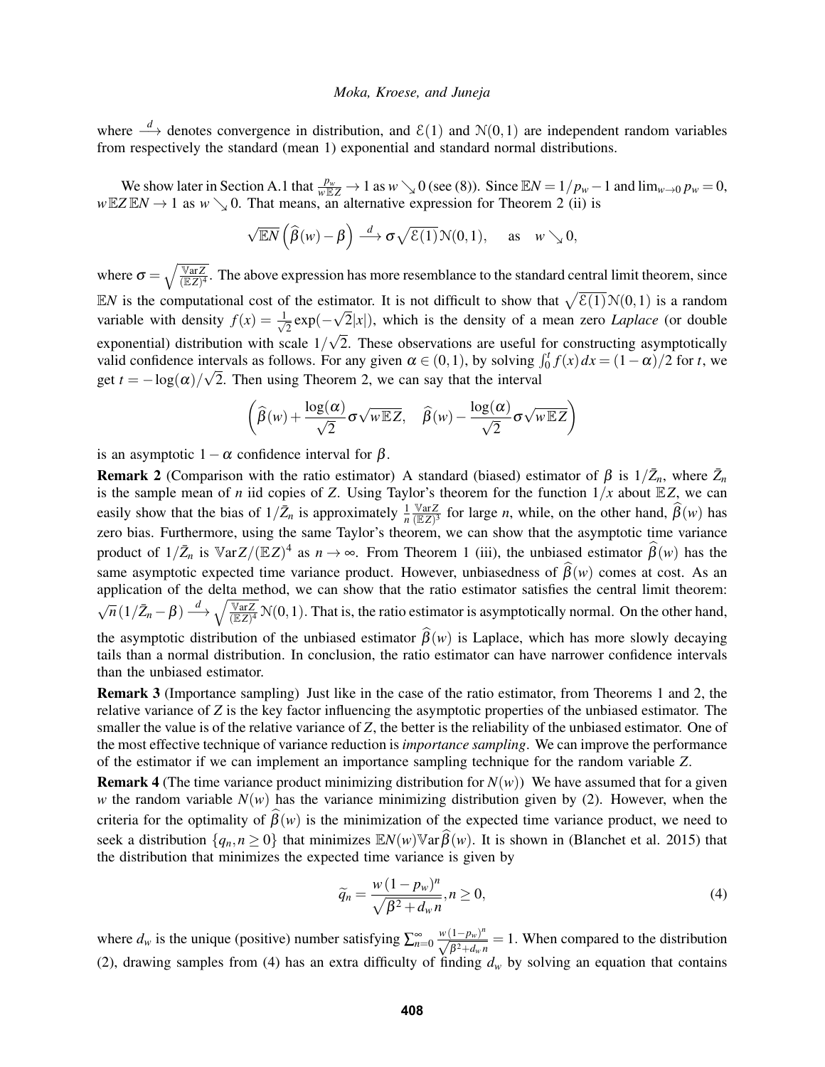where $\xrightarrow{d}$ denotes convergence in distribution, and $\mathcal{E}(1)$ and $\mathcal{N}(0,1)$ are independent random variables from respectively the standard (mean 1) exponential and standard normal distributions.

We show later in Section A.1 that $\frac{p_w}{w\mathbb{E}Z} \to 1$ as $w \searrow 0$ (see (8)). Since $\mathbb{E}N = 1/p_w - 1$ and $\lim_{w\to 0} p_w = 0$, $w\mathbb{E}Z\,\mathbb{E}N \to 1$ as $w \searrow 0$. That means, an alternative expression for Theorem 2 (ii) is

$$\sqrt{\mathbb{E}N}\left(\widehat{\beta}(w) - \beta\right) \xrightarrow{d} \sigma\sqrt{\mathcal{E}(1)}\,\mathcal{N}(0,1), \quad \text{as} \quad w \searrow 0,$$

where $\sigma = \sqrt{\frac{\mathbb{V}\text{ar}Z}{(\mathbb{E}Z)^4}}$. The above expression has more resemblance to the standard central limit theorem, since $\mathbb{E}N$ is the computational cost of the estimator. It is not difficult to show that $\sqrt{\mathcal{E}(1)}\mathcal{N}(0,1)$ is a random variable with density $f(x) = \frac{1}{\sqrt{2}}\exp(-\sqrt{2}|x|)$, which is the density of a mean zero *Laplace* (or double exponential) distribution with scale $1/\sqrt{2}$. These observations are useful for constructing asymptotically valid confidence intervals as follows. For any given $\alpha \in (0,1)$, by solving $\int_0^t f(x)\,dx = (1-\alpha)/2$ for $t$, we get $t = -\log(\alpha)/\sqrt{2}$. Then using Theorem 2, we can say that the interval

$$\left(\widehat{\beta}(w) + \frac{\log(\alpha)}{\sqrt{2}}\sigma\sqrt{w\mathbb{E}Z}, \quad \widehat{\beta}(w) - \frac{\log(\alpha)}{\sqrt{2}}\sigma\sqrt{w\mathbb{E}Z}\right)$$

is an asymptotic $1-\alpha$ confidence interval for $\beta$.

**Remark 2** (Comparison with the ratio estimator) A standard (biased) estimator of $\beta$ is $1/\bar{Z}_n$, where $\bar{Z}_n$ is the sample mean of $n$ iid copies of $Z$. Using Taylor's theorem for the function $1/x$ about $\mathbb{E}Z$, we can easily show that the bias of $1/\bar{Z}_n$ is approximately $\frac{1}{n}\frac{\mathbb{V}\text{ar}Z}{(\mathbb{E}Z)^3}$ for large $n$, while, on the other hand, $\widehat{\beta}(w)$ has zero bias. Furthermore, using the same Taylor's theorem, we can show that the asymptotic time variance product of $1/\bar{Z}_n$ is $\mathbb{V}\text{ar}Z/(\mathbb{E}Z)^4$ as $n \to \infty$. From Theorem 1 (iii), the unbiased estimator $\widehat{\beta}(w)$ has the same asymptotic expected time variance product. However, unbiasedness of $\widehat{\beta}(w)$ comes at cost. As an application of the delta method, we can show that the ratio estimator satisfies the central limit theorem: $\sqrt{n}\,(1/\bar{Z}_n - \beta) \xrightarrow{d} \sqrt{\frac{\mathbb{V}\text{ar}Z}{(\mathbb{E}Z)^4}}\,\mathcal{N}(0,1)$. That is, the ratio estimator is asymptotically normal. On the other hand, the asymptotic distribution of the unbiased estimator $\widehat{\beta}(w)$ is Laplace, which has more slowly decaying tails than a normal distribution. In conclusion, the ratio estimator can have narrower confidence intervals than the unbiased estimator.

**Remark 3** (Importance sampling) Just like in the case of the ratio estimator, from Theorems 1 and 2, the relative variance of $Z$ is the key factor influencing the asymptotic properties of the unbiased estimator. The smaller the value is of the relative variance of $Z$, the better is the reliability of the unbiased estimator. One of the most effective technique of variance reduction is *importance sampling*. We can improve the performance of the estimator if we can implement an importance sampling technique for the random variable $Z$.

**Remark 4** (The time variance product minimizing distribution for $N(w)$) We have assumed that for a given $w$ the random variable $N(w)$ has the variance minimizing distribution given by (2). However, when the criteria for the optimality of $\widehat{\beta}(w)$ is the minimization of the expected time variance product, we need to seek a distribution $\{q_n, n \geq 0\}$ that minimizes $\mathbb{E}N(w)\mathbb{V}\text{ar}\widehat{\beta}(w)$. It is shown in (Blanchet et al. 2015) that the distribution that minimizes the expected time variance is given by

$$\widetilde{q}_n = \frac{w\,(1-p_w)^n}{\sqrt{\beta^2 + d_w\,n}}, n \geq 0, \tag{4}$$

where $d_w$ is the unique (positive) number satisfying $\sum_{n=0}^{\infty} \frac{w\,(1-p_w)^n}{\sqrt{\beta^2+d_w\,n}} = 1$. When compared to the distribution (2), drawing samples from (4) has an extra difficulty of finding $d_w$ by solving an equation that contains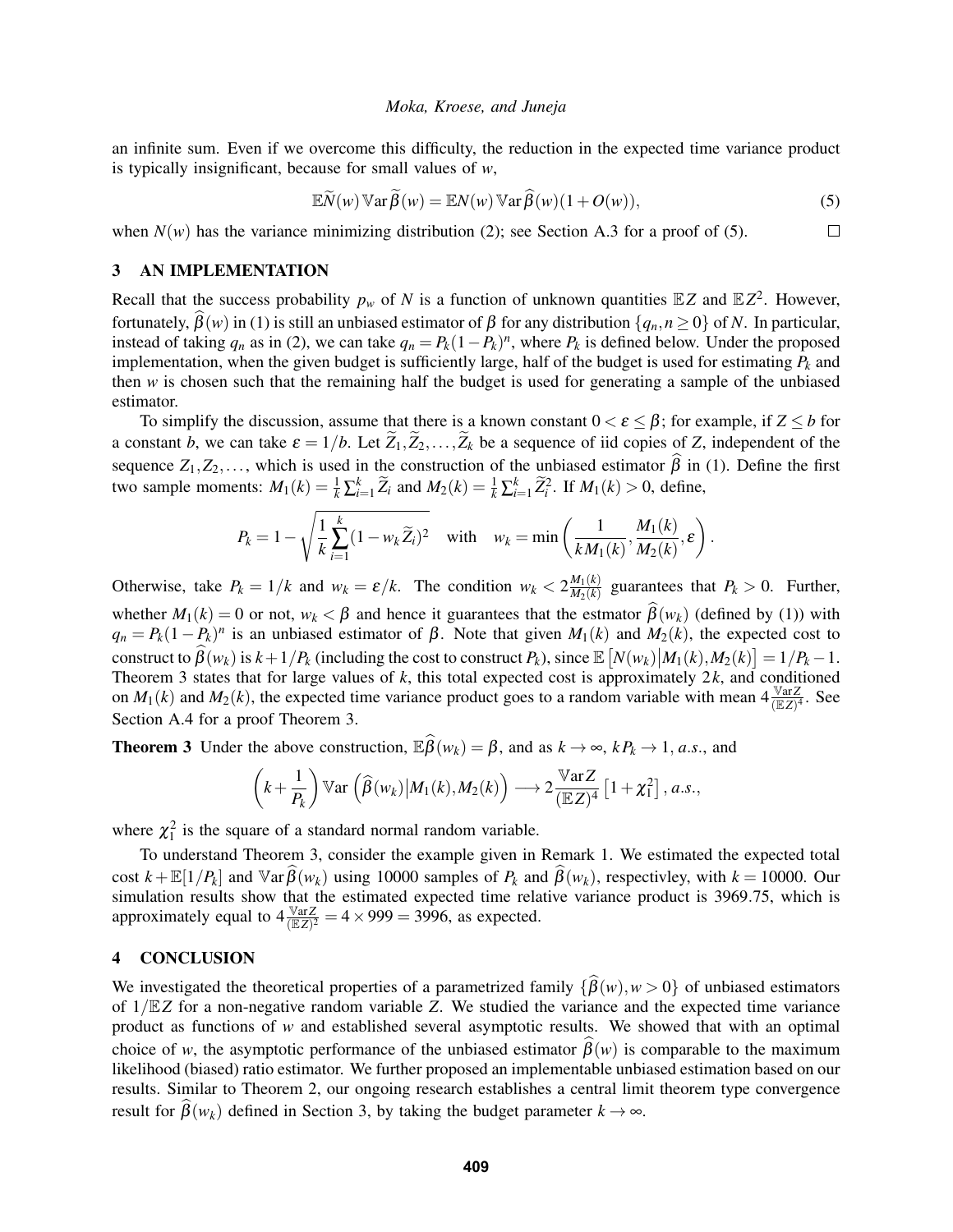an infinite sum. Even if we overcome this difficulty, the reduction in the expected time variance product is typically insignificant, because for small values of $w$,

$$\mathbb{E}\widetilde{N}(w)\,\mathbb{V}\text{ar}\,\widetilde{\beta}(w) = \mathbb{E}N(w)\,\mathbb{V}\text{ar}\,\widehat{\beta}(w)(1+O(w)), \tag{5}$$

when $N(w)$ has the variance minimizing distribution (2); see Section A.3 for a proof of (5). $\square$

## 3 AN IMPLEMENTATION

Recall that the success probability $p_w$ of $N$ is a function of unknown quantities $\mathbb{E}Z$ and $\mathbb{E}Z^2$. However, fortunately, $\widehat{\beta}(w)$ in (1) is still an unbiased estimator of $\beta$ for any distribution $\{q_n, n \geq 0\}$ of $N$. In particular, instead of taking $q_n$ as in (2), we can take $q_n = P_k(1-P_k)^n$, where $P_k$ is defined below. Under the proposed implementation, when the given budget is sufficiently large, half of the budget is used for estimating $P_k$ and then $w$ is chosen such that the remaining half the budget is used for generating a sample of the unbiased estimator.

To simplify the discussion, assume that there is a known constant $0 < \varepsilon \leq \beta$; for example, if $Z \leq b$ for a constant $b$, we can take $\varepsilon = 1/b$. Let $\widetilde{Z}_1, \widetilde{Z}_2, \ldots, \widetilde{Z}_k$ be a sequence of iid copies of $Z$, independent of the sequence $Z_1, Z_2, \ldots$, which is used in the construction of the unbiased estimator $\widehat{\beta}$ in (1). Define the first two sample moments: $M_1(k) = \frac{1}{k}\sum_{i=1}^{k}\widetilde{Z}_i$ and $M_2(k) = \frac{1}{k}\sum_{i=1}^{k}\widetilde{Z}_i^2$. If $M_1(k) > 0$, define,

$$P_k = 1 - \sqrt{\frac{1}{k}\sum_{i=1}^{k}(1 - w_k\widetilde{Z}_i)^2} \quad \text{with} \quad w_k = \min\left(\frac{1}{kM_1(k)}, \frac{M_1(k)}{M_2(k)}, \varepsilon\right).$$

Otherwise, take $P_k = 1/k$ and $w_k = \varepsilon/k$. The condition $w_k < 2\frac{M_1(k)}{M_2(k)}$ guarantees that $P_k > 0$. Further, whether $M_1(k) = 0$ or not, $w_k < \beta$ and hence it guarantees that the estmator $\widehat{\beta}(w_k)$ (defined by (1)) with $q_n = P_k(1-P_k)^n$ is an unbiased estimator of $\beta$. Note that given $M_1(k)$ and $M_2(k)$, the expected cost to construct to $\widehat{\beta}(w_k)$ is $k + 1/P_k$ (including the cost to construct $P_k$), since $\mathbb{E}\left[N(w_k)\middle|M_1(k), M_2(k)\right] = 1/P_k - 1$. Theorem 3 states that for large values of $k$, this total expected cost is approximately $2k$, and conditioned on $M_1(k)$ and $M_2(k)$, the expected time variance product goes to a random variable with mean $4\frac{\mathbb{V}\text{ar}Z}{(\mathbb{E}Z)^4}$. See Section A.4 for a proof Theorem 3.

**Theorem 3** Under the above construction, $\mathbb{E}\widehat{\beta}(w_k) = \beta$, and as $k \to \infty$, $kP_k \to 1$, *a.s.*, and

$$\left(k + \frac{1}{P_k}\right)\mathbb{V}\text{ar}\left(\widehat{\beta}(w_k)\middle|M_1(k), M_2(k)\right) \longrightarrow 2\frac{\mathbb{V}\text{ar}Z}{(\mathbb{E}Z)^4}\left[1 + \chi_1^2\right], a.s.,$$

where $\chi_1^2$ is the square of a standard normal random variable.

To understand Theorem 3, consider the example given in Remark 1. We estimated the expected total cost $k + \mathbb{E}[1/P_k]$ and $\mathbb{V}\text{ar}\,\widehat{\beta}(w_k)$ using 10000 samples of $P_k$ and $\widehat{\beta}(w_k)$, respectivley, with $k = 10000$. Our simulation results show that the estimated expected time relative variance product is 3969.75, which is approximately equal to $4\frac{\mathbb{V}\text{ar}Z}{(\mathbb{E}Z)^2} = 4 \times 999 = 3996$, as expected.

## 4 CONCLUSION

We investigated the theoretical properties of a parametrized family $\{\widehat{\beta}(w), w > 0\}$ of unbiased estimators of $1/\mathbb{E}Z$ for a non-negative random variable $Z$. We studied the variance and the expected time variance product as functions of $w$ and established several asymptotic results. We showed that with an optimal choice of $w$, the asymptotic performance of the unbiased estimator $\widehat{\beta}(w)$ is comparable to the maximum likelihood (biased) ratio estimator. We further proposed an implementable unbiased estimation based on our results. Similar to Theorem 2, our ongoing research establishes a central limit theorem type convergence result for $\widehat{\beta}(w_k)$ defined in Section 3, by taking the budget parameter $k \to \infty$.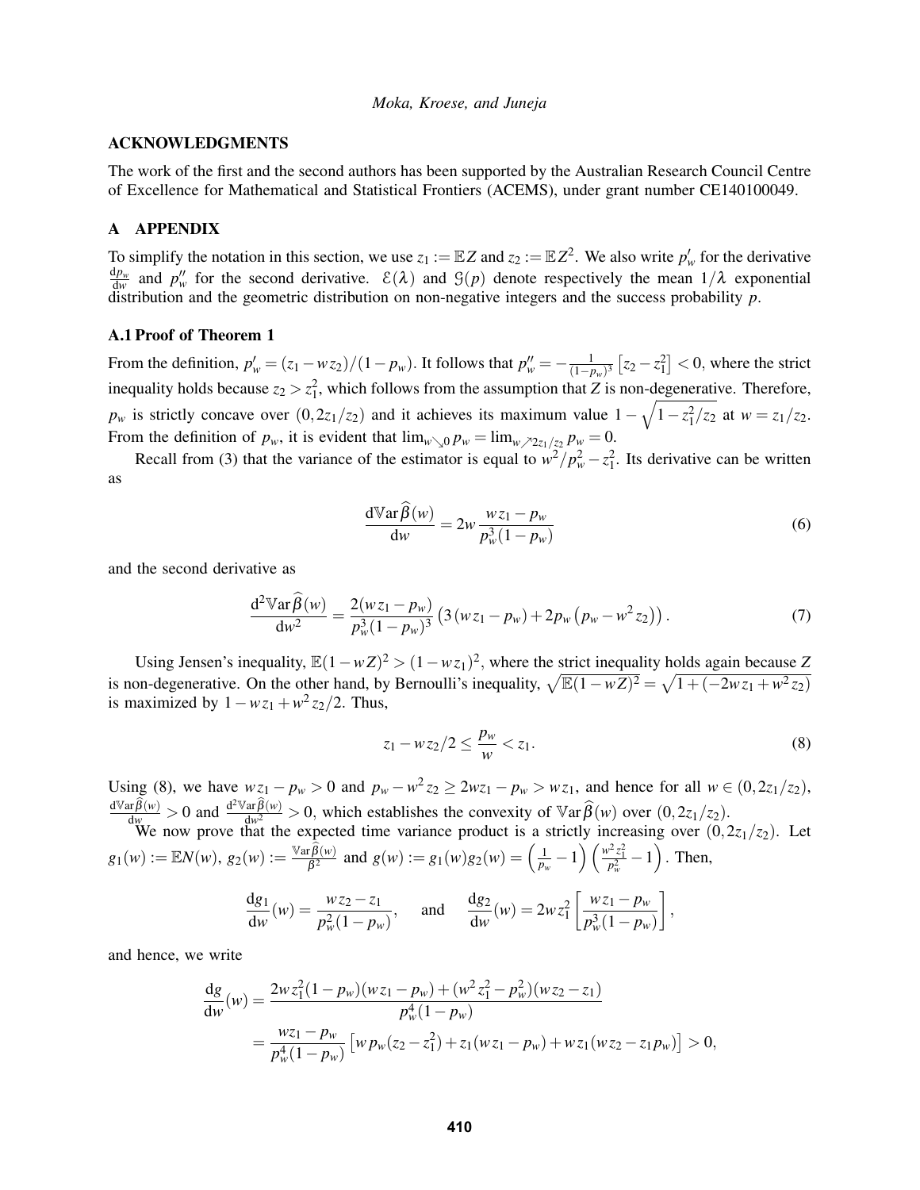## ACKNOWLEDGMENTS

The work of the first and the second authors has been supported by the Australian Research Council Centre of Excellence for Mathematical and Statistical Frontiers (ACEMS), under grant number CE140100049.

## A APPENDIX

To simplify the notation in this section, we use $z_1 := \mathbb{E}Z$ and $z_2 := \mathbb{E}Z^2$. We also write $p'_w$ for the derivative $\frac{\mathrm{d}p_w}{\mathrm{d}w}$ and $p''_w$ for the second derivative. $\mathcal{E}(\lambda)$ and $\mathcal{G}(p)$ denote respectively the mean $1/\lambda$ exponential distribution and the geometric distribution on non-negative integers and the success probability $p$.

### A.1 Proof of Theorem 1

From the definition, $p'_w = (z_1 - wz_2)/(1-p_w)$. It follows that $p''_w = -\frac{1}{(1-p_w)^3}\left[z_2 - z_1^2\right] < 0$, where the strict inequality holds because $z_2 > z_1^2$, which follows from the assumption that $Z$ is non-degenerative. Therefore, $p_w$ is strictly concave over $(0, 2z_1/z_2)$ and it achieves its maximum value $1 - \sqrt{1 - z_1^2/z_2}$ at $w = z_1/z_2$. From the definition of $p_w$, it is evident that $\lim_{w \searrow 0} p_w = \lim_{w \nearrow 2z_1/z_2} p_w = 0$.

Recall from (3) that the variance of the estimator is equal to $w^2/p_w^2 - z_1^2$. Its derivative can be written as

$$\frac{\mathrm{d}\mathbb{V}\mathrm{ar}\,\widehat{\beta}(w)}{\mathrm{d}w} = 2w\,\frac{wz_1 - p_w}{p_w^3(1-p_w)} \tag{6}$$

and the second derivative as

$$\frac{\mathrm{d}^2\mathbb{V}\mathrm{ar}\,\widehat{\beta}(w)}{\mathrm{d}w^2} = \frac{2(wz_1 - p_w)}{p_w^3(1-p_w)^3}\left(3\left(wz_1 - p_w\right) + 2p_w\left(p_w - w^2 z_2\right)\right). \tag{7}$$

Using Jensen's inequality, $\mathbb{E}(1-wZ)^2 > (1-wz_1)^2$, where the strict inequality holds again because $Z$ is non-degenerative. On the other hand, by Bernoulli's inequality, $\sqrt{\mathbb{E}(1-wZ)^2} = \sqrt{1 + (-2wz_1 + w^2 z_2)}$ is maximized by $1 - wz_1 + w^2 z_2/2$. Thus,

$$z_1 - wz_2/2 \le \frac{p_w}{w} < z_1. \tag{8}$$

Using (8), we have $wz_1 - p_w > 0$ and $p_w - w^2 z_2 \ge 2wz_1 - p_w > wz_1$, and hence for all $w \in (0, 2z_1/z_2)$, $\frac{\mathrm{d}\mathbb{V}\mathrm{ar}\,\widehat{\beta}(w)}{\mathrm{d}w} > 0$ and $\frac{\mathrm{d}^2\mathbb{V}\mathrm{ar}\,\widehat{\beta}(w)}{\mathrm{d}w^2} > 0$, which establishes the convexity of $\mathbb{V}\mathrm{ar}\,\widehat{\beta}(w)$ over $(0, 2z_1/z_2)$.

We now prove that the expected time variance product is a strictly increasing over $(0, 2z_1/z_2)$. Let $g_1(w) := \mathbb{E}N(w)$, $g_2(w) := \frac{\mathbb{V}\mathrm{ar}\,\widehat{\beta}(w)}{\beta^2}$ and $g(w) := g_1(w)g_2(w) = \left(\frac{1}{p_w} - 1\right)\left(\frac{w^2 z_1^2}{p_w^2} - 1\right)$. Then,

$$\frac{\mathrm{d}g_1}{\mathrm{d}w}(w) = \frac{wz_2 - z_1}{p_w^2(1-p_w)}, \quad \text{ and } \quad \frac{\mathrm{d}g_2}{\mathrm{d}w}(w) = 2wz_1^2\left[\frac{wz_1 - p_w}{p_w^3(1-p_w)}\right],$$

and hence, we write

$$\begin{aligned}\frac{\mathrm{d}g}{\mathrm{d}w}(w) &= \frac{2wz_1^2(1-p_w)(wz_1 - p_w) + (w^2 z_1^2 - p_w^2)(wz_2 - z_1)}{p_w^4(1-p_w)} \\ &= \frac{wz_1 - p_w}{p_w^4(1-p_w)}\left[wp_w(z_2 - z_1^2) + z_1(wz_1 - p_w) + wz_1(wz_2 - z_1 p_w)\right] > 0,\end{aligned}$$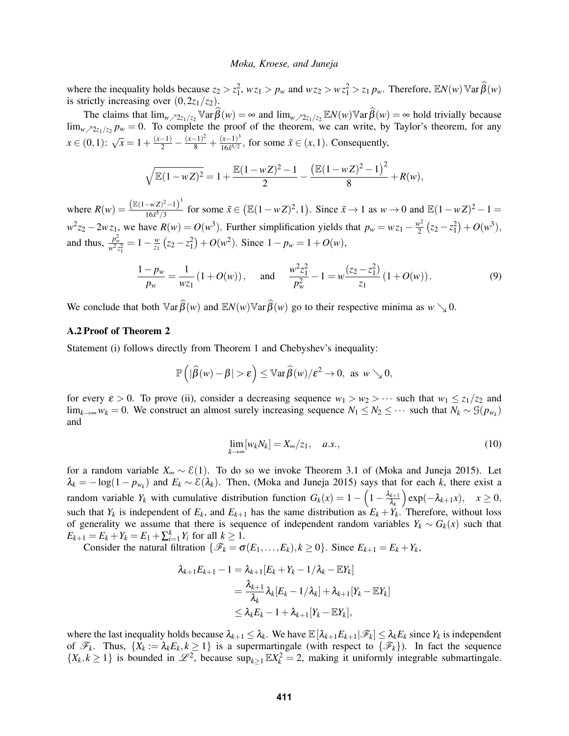where the inequality holds because $z_2 > z_1^2$, $wz_1 > p_w$ and $wz_2 > wz_1^2 > z_1 p_w$. Therefore, $\mathbb{E}N(w)\,\mathbb{V}\text{ar}\,\widehat{\beta}(w)$ is strictly increasing over $(0, 2z_1/z_2)$.

The claims that $\lim_{w \nearrow 2z_1/z_2} \mathbb{V}\text{ar}\,\widehat{\beta}(w) = \infty$ and $\lim_{w \nearrow 2z_1/z_2} \mathbb{E}N(w)\mathbb{V}\text{ar}\,\widehat{\beta}(w) = \infty$ hold trivially because $\lim_{w \nearrow 2z_1/z_2} p_w = 0$. To complete the proof of the theorem, we can write, by Taylor's theorem, for any $x \in (0,1)$: $\sqrt{x} = 1 + \frac{(x-1)}{2} - \frac{(x-1)^2}{8} + \frac{(x-1)^3}{16\tilde{x}^{5/2}}$, for some $\tilde{x} \in (x, 1)$. Consequently,

$$\sqrt{\mathbb{E}(1-wZ)^2} = 1 + \frac{\mathbb{E}(1-wZ)^2 - 1}{2} - \frac{\left(\mathbb{E}(1-wZ)^2 - 1\right)^2}{8} + R(w),$$

where $R(w) = \frac{\left(\mathbb{E}(1-wZ)^2-1\right)^3}{16\tilde{x}^5/3}$ for some $\tilde{x} \in \left(\mathbb{E}(1-wZ)^2, 1\right)$. Since $\tilde{x} \to 1$ as $w \to 0$ and $\mathbb{E}(1-wZ)^2 - 1 = w^2 z_2 - 2wz_1$, we have $R(w) = O(w^3)$. Further simplification yields that $p_w = wz_1 - \frac{w^2}{2}\left(z_2 - z_1^2\right) + O(w^3)$, and thus, $\frac{p_w^2}{w^2 z_1^2} = 1 - \frac{w}{z_1}\left(z_2 - z_1^2\right) + O(w^2)$. Since $1 - p_w = 1 + O(w)$,

$$\frac{1-p_w}{p_w} = \frac{1}{wz_1}\left(1 + O(w)\right), \quad \text{and} \quad \frac{w^2 z_1^2}{p_w^2} - 1 = w\frac{(z_2 - z_1^2)}{z_1}\left(1 + O(w)\right). \tag{9}$$

We conclude that both $\mathbb{V}\text{ar}\,\widehat{\beta}(w)$ and $\mathbb{E}N(w)\mathbb{V}\text{ar}\,\widehat{\beta}(w)$ go to their respective minima as $w \searrow 0$.

## A.2 Proof of Theorem 2

Statement (i) follows directly from Theorem 1 and Chebyshev's inequality:

$$\mathbb{P}\left(|\widehat{\beta}(w) - \beta| > \varepsilon\right) \leq \mathbb{V}\text{ar}\,\widehat{\beta}(w)/\varepsilon^2 \to 0, \text{ as } w \searrow 0,$$

for every $\varepsilon > 0$. To prove (ii), consider a decreasing sequence $w_1 > w_2 > \cdots$ such that $w_1 \leq z_1/z_2$ and $\lim_{k\to\infty} w_k = 0$. We construct an almost surely increasing sequence $N_1 \leq N_2 \leq \cdots$ such that $N_k \sim \mathcal{G}(p_{w_k})$ and

$$\lim_{k\to\infty} [w_k N_k] = X_\infty / z_1, \quad a.s., \tag{10}$$

for a random variable $X_\infty \sim \mathcal{E}(1)$. To do so we invoke Theorem 3.1 of (Moka and Juneja 2015). Let $\lambda_k = -\log(1 - p_{w_k})$ and $E_k \sim \mathcal{E}(\lambda_k)$. Then, (Moka and Juneja 2015) says that for each $k$, there exist a random variable $Y_k$ with cumulative distribution function $G_k(x) = 1 - \left(1 - \frac{\lambda_{k+1}}{\lambda_k}\right)\exp(-\lambda_{k+1}x), \quad x \geq 0$, such that $Y_k$ is independent of $E_k$, and $E_{k+1}$ has the same distribution as $E_k + Y_k$. Therefore, without loss of generality we assume that there is sequence of independent random variables $Y_k \sim G_k(x)$ such that $E_{k+1} = E_k + Y_k = E_1 + \sum_{i=1}^k Y_i$ for all $k \geq 1$.

Consider the natural filtration $\{\mathscr{F}_k = \sigma(E_1, \ldots, E_k), k \geq 0\}$. Since $E_{k+1} = E_k + Y_k$,

$$\begin{aligned}
\lambda_{k+1} E_{k+1} - 1 &= \lambda_{k+1}[E_k + Y_k - 1/\lambda_k - \mathbb{E}Y_k] \\
&= \frac{\lambda_{k+1}}{\lambda_k}\lambda_k[E_k - 1/\lambda_k] + \lambda_{k+1}[Y_k - \mathbb{E}Y_k] \\
&\leq \lambda_k E_k - 1 + \lambda_{k+1}[Y_k - \mathbb{E}Y_k],
\end{aligned}$$

where the last inequality holds because $\lambda_{k+1} \leq \lambda_k$. We have $\mathbb{E}\left[\lambda_{k+1}E_{k+1} | \mathscr{F}_k\right] \leq \lambda_k E_k$ since $Y_k$ is independent of $\mathscr{F}_k$. Thus, $\{X_k := \lambda_k E_k, k \geq 1\}$ is a supermartingale (with respect to $\{\mathscr{F}_k\}$). In fact the sequence $\{X_k, k \geq 1\}$ is bounded in $\mathscr{L}^2$, because $\sup_{k\geq 1} \mathbb{E}X_k^2 = 2$, making it uniformly integrable submartingale.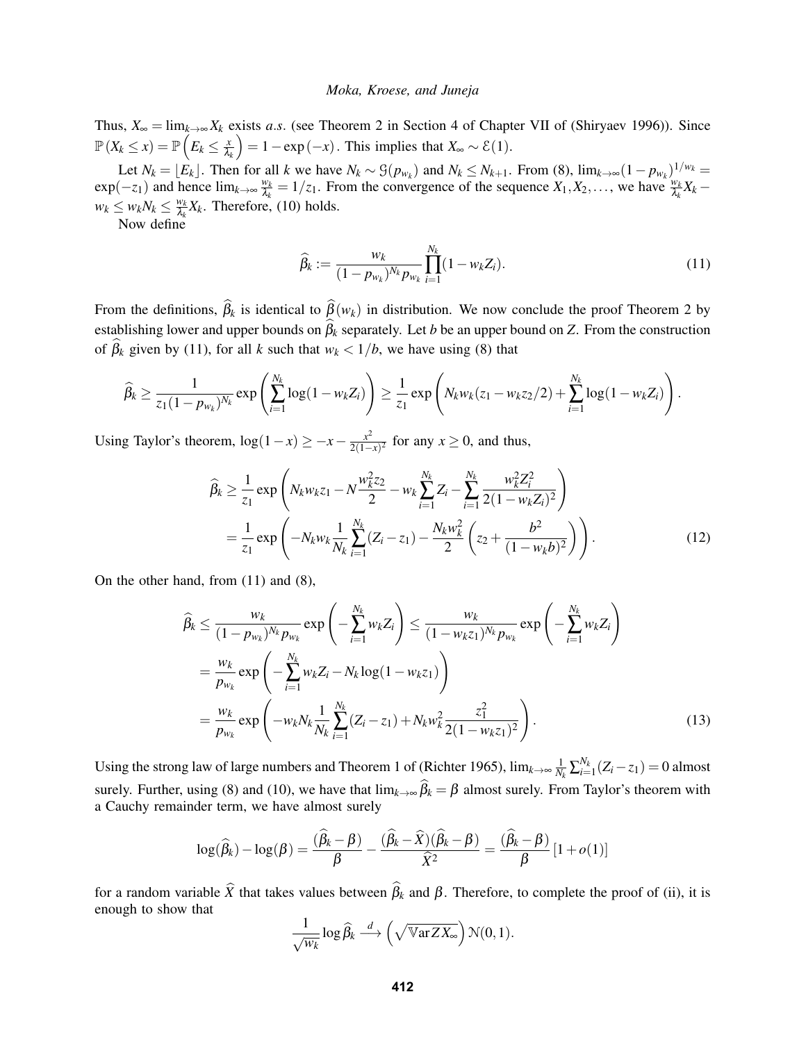Thus, $X_\infty = \lim_{k\to\infty} X_k$ exists *a.s.* (see Theorem 2 in Section 4 of Chapter VII of (Shiryaev 1996)). Since $\mathbb{P}(X_k \le x) = \mathbb{P}\left(E_k \le \frac{x}{\lambda_k}\right) = 1 - \exp(-x)$. This implies that $X_\infty \sim \mathcal{E}(1)$.

Let $N_k = \lfloor E_k \rfloor$. Then for all $k$ we have $N_k \sim \mathcal{G}(p_{w_k})$ and $N_k \le N_{k+1}$. From (8), $\lim_{k\to\infty}(1-p_{w_k})^{1/w_k} = \exp(-z_1)$ and hence $\lim_{k\to\infty} \frac{w_k}{\lambda_k} = 1/z_1$. From the convergence of the sequence $X_1, X_2, \ldots$, we have $\frac{w_k}{\lambda_k} X_k - w_k \le w_k N_k \le \frac{w_k}{\lambda_k} X_k$. Therefore, (10) holds.

Now define

$$\widehat{\beta}_k := \frac{w_k}{(1-p_{w_k})^{N_k} p_{w_k}} \prod_{i=1}^{N_k} (1 - w_k Z_i). \tag{11}$$

From the definitions, $\widehat{\beta}_k$ is identical to $\widehat{\beta}(w_k)$ in distribution. We now conclude the proof Theorem 2 by establishing lower and upper bounds on $\widehat{\beta}_k$ separately. Let $b$ be an upper bound on $Z$. From the construction of $\widehat{\beta}_k$ given by (11), for all $k$ such that $w_k < 1/b$, we have using (8) that

$$\widehat{\beta}_k \ge \frac{1}{z_1(1-p_{w_k})^{N_k}} \exp\left(\sum_{i=1}^{N_k} \log(1-w_k Z_i)\right) \ge \frac{1}{z_1} \exp\left(N_k w_k (z_1 - w_k z_2/2) + \sum_{i=1}^{N_k} \log(1-w_k Z_i)\right).$$

Using Taylor's theorem, $\log(1-x) \ge -x - \frac{x^2}{2(1-x)^2}$ for any $x \ge 0$, and thus,

$$\begin{aligned}
\widehat{\beta}_k &\ge \frac{1}{z_1} \exp\left(N_k w_k z_1 - N \frac{w_k^2 z_2}{2} - w_k \sum_{i=1}^{N_k} Z_i - \sum_{i=1}^{N_k} \frac{w_k^2 Z_i^2}{2(1-w_k Z_i)^2}\right) \\
&= \frac{1}{z_1} \exp\left(-N_k w_k \frac{1}{N_k} \sum_{i=1}^{N_k} (Z_i - z_1) - \frac{N_k w_k^2}{2}\left(z_2 + \frac{b^2}{(1-w_k b)^2}\right)\right).
\end{aligned} \tag{12}$$

On the other hand, from (11) and (8),

$$\begin{aligned}
\widehat{\beta}_k &\le \frac{w_k}{(1-p_{w_k})^{N_k} p_{w_k}} \exp\left(-\sum_{i=1}^{N_k} w_k Z_i\right) \le \frac{w_k}{(1-w_k z_1)^{N_k} p_{w_k}} \exp\left(-\sum_{i=1}^{N_k} w_k Z_i\right) \\
&= \frac{w_k}{p_{w_k}} \exp\left(-\sum_{i=1}^{N_k} w_k Z_i - N_k \log(1-w_k z_1)\right) \\
&= \frac{w_k}{p_{w_k}} \exp\left(-w_k N_k \frac{1}{N_k} \sum_{i=1}^{N_k} (Z_i - z_1) + N_k w_k^2 \frac{z_1^2}{2(1-w_k z_1)^2}\right).
\end{aligned} \tag{13}$$

Using the strong law of large numbers and Theorem 1 of (Richter 1965), $\lim_{k\to\infty} \frac{1}{N_k} \sum_{i=1}^{N_k} (Z_i - z_1) = 0$ almost surely. Further, using (8) and (10), we have that $\lim_{k\to\infty} \widehat{\beta}_k = \beta$ almost surely. From Taylor's theorem with a Cauchy remainder term, we have almost surely

$$\log(\widehat{\beta}_k) - \log(\beta) = \frac{(\widehat{\beta}_k - \beta)}{\beta} - \frac{(\widehat{\beta}_k - \widehat{X})(\widehat{\beta}_k - \beta)}{\widehat{X}^2} = \frac{(\widehat{\beta}_k - \beta)}{\beta}\left[1 + o(1)\right]$$

for a random variable $\widehat{X}$ that takes values between $\widehat{\beta}_k$ and $\beta$. Therefore, to complete the proof of (ii), it is enough to show that

$$\frac{1}{\sqrt{w_k}} \log \widehat{\beta}_k \xrightarrow{d} \left(\sqrt{\mathbb{V}\mathrm{ar} Z X_\infty}\right) \mathcal{N}(0,1).$$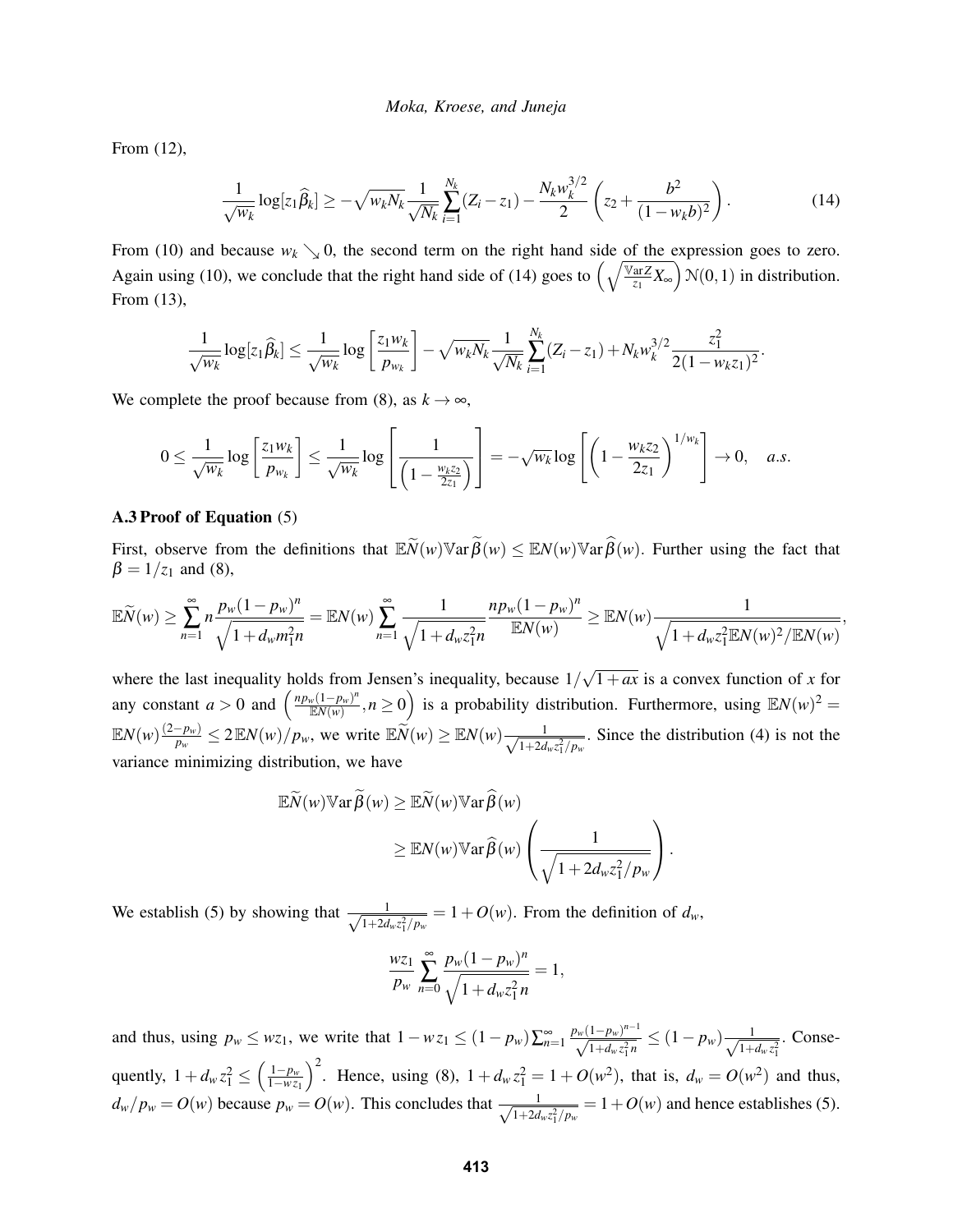From (12),

$$\frac{1}{\sqrt{w_k}} \log[z_1 \widehat{\beta}_k] \geq -\sqrt{w_k N_k} \frac{1}{\sqrt{N_k}} \sum_{i=1}^{N_k} (Z_i - z_1) - \frac{N_k w_k^{3/2}}{2} \left( z_2 + \frac{b^2}{(1 - w_k b)^2} \right). \tag{14}$$

From (10) and because $w_k \searrow 0$, the second term on the right hand side of the expression goes to zero. Again using (10), we conclude that the right hand side of (14) goes to $\left( \sqrt{\frac{\mathbb{V}\mathrm{ar} Z}{z_1} X_\infty} \right) \mathcal{N}(0,1)$ in distribution. From (13),

$$\frac{1}{\sqrt{w_k}} \log[z_1 \widehat{\beta}_k] \leq \frac{1}{\sqrt{w_k}} \log \left[ \frac{z_1 w_k}{p_{w_k}} \right] - \sqrt{w_k N_k} \frac{1}{\sqrt{N_k}} \sum_{i=1}^{N_k} (Z_i - z_1) + N_k w_k^{3/2} \frac{z_1^2}{2(1 - w_k z_1)^2}.$$

We complete the proof because from (8), as $k \to \infty$,

$$0 \leq \frac{1}{\sqrt{w_k}} \log \left[ \frac{z_1 w_k}{p_{w_k}} \right] \leq \frac{1}{\sqrt{w_k}} \log \left[ \frac{1}{\left(1 - \frac{w_k z_2}{2 z_1}\right)} \right] = -\sqrt{w_k} \log \left[ \left(1 - \frac{w_k z_2}{2 z_1}\right)^{1/w_k} \right] \to 0, \quad a.s.$$

### A.3 Proof of Equation (5)

First, observe from the definitions that $\mathbb{E}\widetilde{N}(w) \mathbb{V}\mathrm{ar} \widetilde{\beta}(w) \leq \mathbb{E}N(w) \mathbb{V}\mathrm{ar} \widehat{\beta}(w)$. Further using the fact that $\beta = 1/z_1$ and (8),

$$\mathbb{E}\widetilde{N}(w) \geq \sum_{n=1}^{\infty} n \frac{p_w (1-p_w)^n}{\sqrt{1 + d_w m_1^2 n}} = \mathbb{E}N(w) \sum_{n=1}^{\infty} \frac{1}{\sqrt{1 + d_w z_1^2 n}} \frac{n p_w (1-p_w)^n}{\mathbb{E}N(w)} \geq \mathbb{E}N(w) \frac{1}{\sqrt{1 + d_w z_1^2 \mathbb{E}N(w)^2 / \mathbb{E}N(w)}},$$

where the last inequality holds from Jensen's inequality, because $1/\sqrt{1+ax}$ is a convex function of $x$ for any constant $a > 0$ and $\left( \frac{n p_w (1-p_w)^n}{\mathbb{E}N(w)}, n \geq 0 \right)$ is a probability distribution. Furthermore, using $\mathbb{E}N(w)^2 = \mathbb{E}N(w) \frac{(2-p_w)}{p_w} \leq 2 \mathbb{E}N(w)/p_w$, we write $\mathbb{E}\widetilde{N}(w) \geq \mathbb{E}N(w) \frac{1}{\sqrt{1 + 2 d_w z_1^2 / p_w}}$. Since the distribution (4) is not the variance minimizing distribution, we have

$$\begin{aligned}
\mathbb{E}\widetilde{N}(w) \mathbb{V}\mathrm{ar} \widetilde{\beta}(w) &\geq \mathbb{E}\widetilde{N}(w) \mathbb{V}\mathrm{ar} \widehat{\beta}(w) \\
&\geq \mathbb{E}N(w) \mathbb{V}\mathrm{ar} \widehat{\beta}(w) \left( \frac{1}{\sqrt{1 + 2 d_w z_1^2 / p_w}} \right).
\end{aligned}$$

We establish (5) by showing that $\frac{1}{\sqrt{1 + 2 d_w z_1^2 / p_w}} = 1 + O(w)$. From the definition of $d_w$,

$$\frac{w z_1}{p_w} \sum_{n=0}^{\infty} \frac{p_w (1-p_w)^n}{\sqrt{1 + d_w z_1^2 n}} = 1,$$

and thus, using $p_w \leq w z_1$, we write that $1 - w z_1 \leq (1 - p_w) \sum_{n=1}^{\infty} \frac{p_w (1-p_w)^{n-1}}{\sqrt{1 + d_w z_1^2 n}} \leq (1 - p_w) \frac{1}{\sqrt{1 + d_w z_1^2}}$. Consequently, $1 + d_w z_1^2 \leq \left( \frac{1 - p_w}{1 - w z_1} \right)^2$. Hence, using (8), $1 + d_w z_1^2 = 1 + O(w^2)$, that is, $d_w = O(w^2)$ and thus, $d_w / p_w = O(w)$ because $p_w = O(w)$. This concludes that $\frac{1}{\sqrt{1 + 2 d_w z_1^2 / p_w}} = 1 + O(w)$ and hence establishes (5).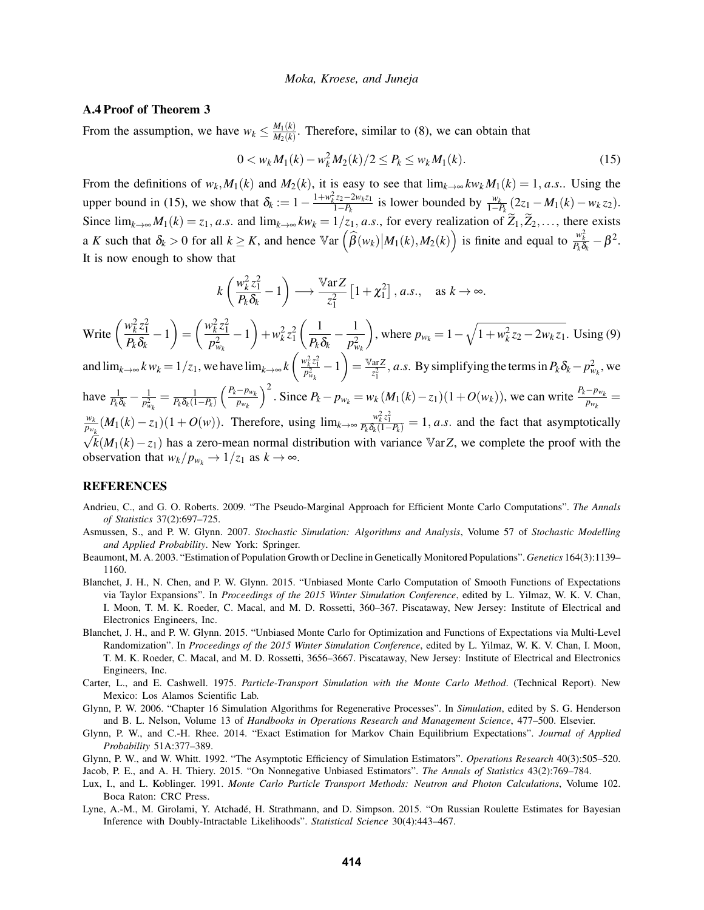### A.4 Proof of Theorem 3

From the assumption, we have $w_k \leq \frac{M_1(k)}{M_2(k)}$. Therefore, similar to (8), we can obtain that

$$0 < w_k M_1(k) - w_k^2 M_2(k)/2 \leq P_k \leq w_k M_1(k). \tag{15}$$

From the definitions of $w_k, M_1(k)$ and $M_2(k)$, it is easy to see that $\lim_{k\to\infty} k w_k M_1(k) = 1$, *a.s.*. Using the upper bound in (15), we show that $\delta_k := 1 - \frac{1+w_k^2 z_2 - 2w_k z_1}{1-P_k}$ is lower bounded by $\frac{w_k}{1-P_k}(2z_1 - M_1(k) - w_k z_2)$. Since $\lim_{k\to\infty} M_1(k) = z_1$, *a.s.* and $\lim_{k\to\infty} k w_k = 1/z_1$, *a.s.*, for every realization of $\widetilde{Z}_1, \widetilde{Z}_2, \ldots$, there exists a $K$ such that $\delta_k > 0$ for all $k \geq K$, and hence $\mathbb{V}\mathrm{ar}\left(\widehat{\beta}(w_k) \middle| M_1(k), M_2(k)\right)$ is finite and equal to $\frac{w_k^2}{P_k \delta_k} - \beta^2$. It is now enough to show that

$$k\left(\frac{w_k^2 z_1^2}{P_k \delta_k} - 1\right) \longrightarrow \frac{\mathbb{V}\mathrm{ar} Z}{z_1^2}\left[1 + \chi_1^2\right], \, a.s., \quad \text{as } k \to \infty.$$

Write $\left(\frac{w_k^2 z_1^2}{P_k \delta_k} - 1\right) = \left(\frac{w_k^2 z_1^2}{p_{w_k}^2} - 1\right) + w_k^2 z_1^2 \left(\frac{1}{P_k \delta_k} - \frac{1}{p_{w_k}^2}\right)$, where $p_{w_k} = 1 - \sqrt{1 + w_k^2 z_2 - 2w_k z_1}$. Using (9) and $\lim_{k\to\infty} k w_k = 1/z_1$, we have $\lim_{k\to\infty} k\left(\frac{w_k^2 z_1^2}{p_{w_k}^2} - 1\right) = \frac{\mathbb{V}\mathrm{ar} Z}{z_1^2}$, *a.s.* By simplifying the terms in $P_k \delta_k - p_{w_k}^2$, we have $\frac{1}{P_k \delta_k} - \frac{1}{p_{w_k}^2} = \frac{1}{P_k \delta_k (1-P_k)}\left(\frac{P_k - p_{w_k}}{p_{w_k}}\right)^2$. Since $P_k - p_{w_k} = w_k(M_1(k) - z_1)(1 + O(w_k))$, we can write $\frac{P_k - p_{w_k}}{p_{w_k}} = \frac{w_k}{p_{w_k}}(M_1(k) - z_1)(1 + O(w))$. Therefore, using $\lim_{k\to\infty} \frac{w_k^2 z_1^2}{P_k \delta_k (1-P_k)} = 1$, *a.s.* and the fact that asymptotically $\sqrt{k}(M_1(k) - z_1)$ has a zero-mean normal distribution with variance $\mathbb{V}\mathrm{ar} Z$, we complete the proof with the observation that $w_k / p_{w_k} \to 1/z_1$ as $k \to \infty$.

## REFERENCES

Andrieu, C., and G. O. Roberts. 2009. "The Pseudo-Marginal Approach for Efficient Monte Carlo Computations". *The Annals of Statistics* 37(2):697–725.

Asmussen, S., and P. W. Glynn. 2007. *Stochastic Simulation: Algorithms and Analysis*, Volume 57 of *Stochastic Modelling and Applied Probability*. New York: Springer.

Beaumont, M. A. 2003. "Estimation of Population Growth or Decline in Genetically Monitored Populations". *Genetics* 164(3):1139–1160.

Blanchet, J. H., N. Chen, and P. W. Glynn. 2015. "Unbiased Monte Carlo Computation of Smooth Functions of Expectations via Taylor Expansions". In *Proceedings of the 2015 Winter Simulation Conference*, edited by L. Yilmaz, W. K. V. Chan, I. Moon, T. M. K. Roeder, C. Macal, and M. D. Rossetti, 360–367. Piscataway, New Jersey: Institute of Electrical and Electronics Engineers, Inc.

Blanchet, J. H., and P. W. Glynn. 2015. "Unbiased Monte Carlo for Optimization and Functions of Expectations via Multi-Level Randomization". In *Proceedings of the 2015 Winter Simulation Conference*, edited by L. Yilmaz, W. K. V. Chan, I. Moon, T. M. K. Roeder, C. Macal, and M. D. Rossetti, 3656–3667. Piscataway, New Jersey: Institute of Electrical and Electronics Engineers, Inc.

Carter, L., and E. Cashwell. 1975. *Particle-Transport Simulation with the Monte Carlo Method*. (Technical Report). New Mexico: Los Alamos Scientific Lab.

Glynn, P. W. 2006. "Chapter 16 Simulation Algorithms for Regenerative Processes". In *Simulation*, edited by S. G. Henderson and B. L. Nelson, Volume 13 of *Handbooks in Operations Research and Management Science*, 477–500. Elsevier.

Glynn, P. W., and C.-H. Rhee. 2014. "Exact Estimation for Markov Chain Equilibrium Expectations". *Journal of Applied Probability* 51A:377–389.

Glynn, P. W., and W. Whitt. 1992. "The Asymptotic Efficiency of Simulation Estimators". *Operations Research* 40(3):505–520.

Jacob, P. E., and A. H. Thiery. 2015. "On Nonnegative Unbiased Estimators". *The Annals of Statistics* 43(2):769–784.

Lux, I., and L. Koblinger. 1991. *Monte Carlo Particle Transport Methods: Neutron and Photon Calculations*, Volume 102. Boca Raton: CRC Press.

Lyne, A.-M., M. Girolami, Y. Atchadé, H. Strathmann, and D. Simpson. 2015. "On Russian Roulette Estimates for Bayesian Inference with Doubly-Intractable Likelihoods". *Statistical Science* 30(4):443–467.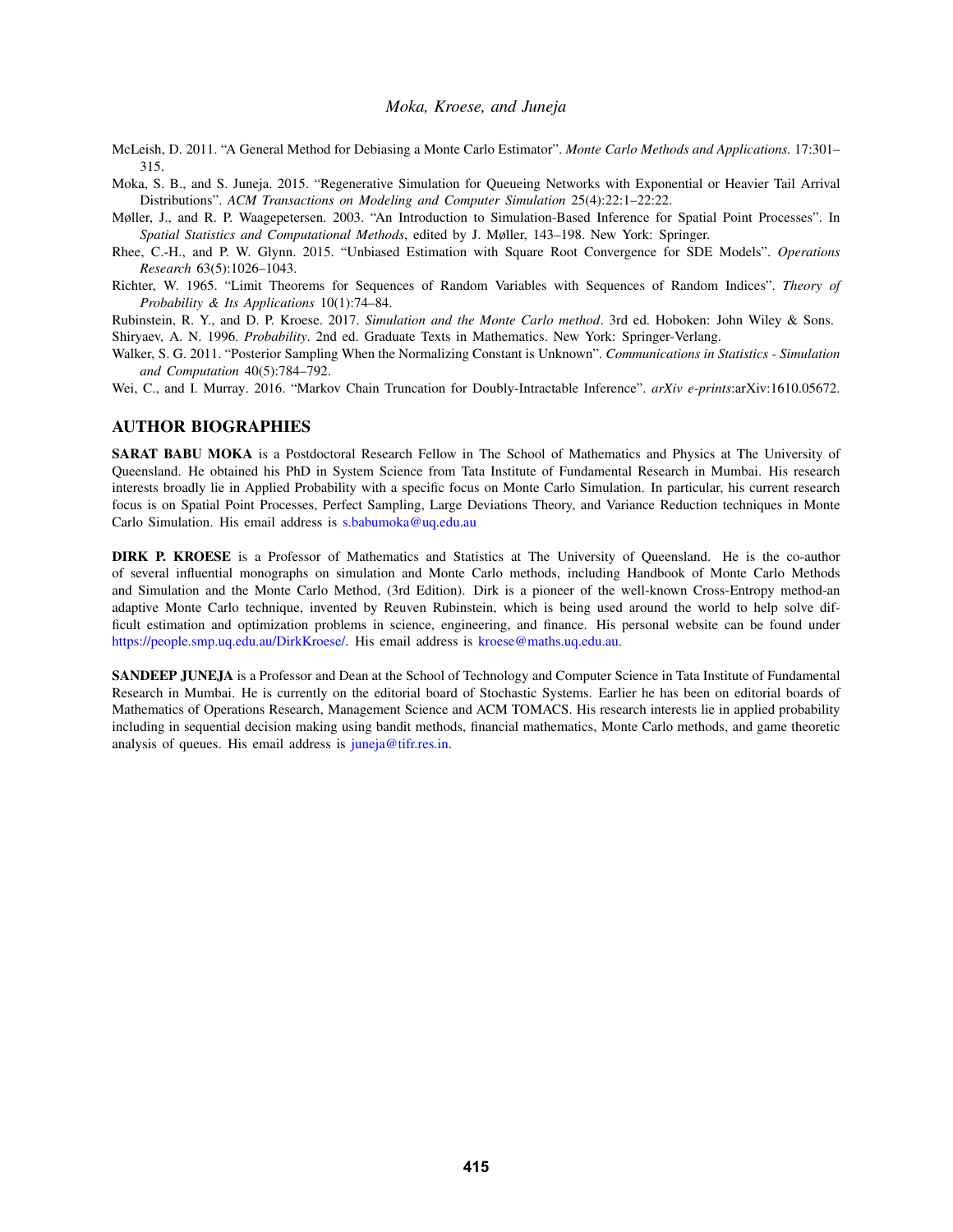McLeish, D. 2011. "A General Method for Debiasing a Monte Carlo Estimator". *Monte Carlo Methods and Applications.* 17:301–315.

Moka, S. B., and S. Juneja. 2015. "Regenerative Simulation for Queueing Networks with Exponential or Heavier Tail Arrival Distributions". *ACM Transactions on Modeling and Computer Simulation* 25(4):22:1–22:22.

Møller, J., and R. P. Waagepetersen. 2003. "An Introduction to Simulation-Based Inference for Spatial Point Processes". In *Spatial Statistics and Computational Methods*, edited by J. Møller, 143–198. New York: Springer.

Rhee, C.-H., and P. W. Glynn. 2015. "Unbiased Estimation with Square Root Convergence for SDE Models". *Operations Research* 63(5):1026–1043.

Richter, W. 1965. "Limit Theorems for Sequences of Random Variables with Sequences of Random Indices". *Theory of Probability & Its Applications* 10(1):74–84.

Rubinstein, R. Y., and D. P. Kroese. 2017. *Simulation and the Monte Carlo method*. 3rd ed. Hoboken: John Wiley & Sons.

Shiryaev, A. N. 1996. *Probability*. 2nd ed. Graduate Texts in Mathematics. New York: Springer-Verlag.

Walker, S. G. 2011. "Posterior Sampling When the Normalizing Constant is Unknown". *Communications in Statistics - Simulation and Computation* 40(5):784–792.

Wei, C., and I. Murray. 2016. "Markov Chain Truncation for Doubly-Intractable Inference". *arXiv e-prints*:arXiv:1610.05672.

## AUTHOR BIOGRAPHIES

**SARAT BABU MOKA** is a Postdoctoral Research Fellow in The School of Mathematics and Physics at The University of Queensland. He obtained his PhD in System Science from Tata Institute of Fundamental Research in Mumbai. His research interests broadly lie in Applied Probability with a specific focus on Monte Carlo Simulation. In particular, his current research focus is on Spatial Point Processes, Perfect Sampling, Large Deviations Theory, and Variance Reduction techniques in Monte Carlo Simulation. His email address is s.babumoka@uq.edu.au

**DIRK P. KROESE** is a Professor of Mathematics and Statistics at The University of Queensland. He is the co-author of several influential monographs on simulation and Monte Carlo methods, including Handbook of Monte Carlo Methods and Simulation and the Monte Carlo Method, (3rd Edition). Dirk is a pioneer of the well-known Cross-Entropy method-an adaptive Monte Carlo technique, invented by Reuven Rubinstein, which is being used around the world to help solve difficult estimation and optimization problems in science, engineering, and finance. His personal website can be found under https://people.smp.uq.edu.au/DirkKroese/. His email address is kroese@maths.uq.edu.au.

**SANDEEP JUNEJA** is a Professor and Dean at the School of Technology and Computer Science in Tata Institute of Fundamental Research in Mumbai. He is currently on the editorial board of Stochastic Systems. Earlier he has been on editorial boards of Mathematics of Operations Research, Management Science and ACM TOMACS. His research interests lie in applied probability including in sequential decision making using bandit methods, financial mathematics, Monte Carlo methods, and game theoretic analysis of queues. His email address is juneja@tifr.res.in.